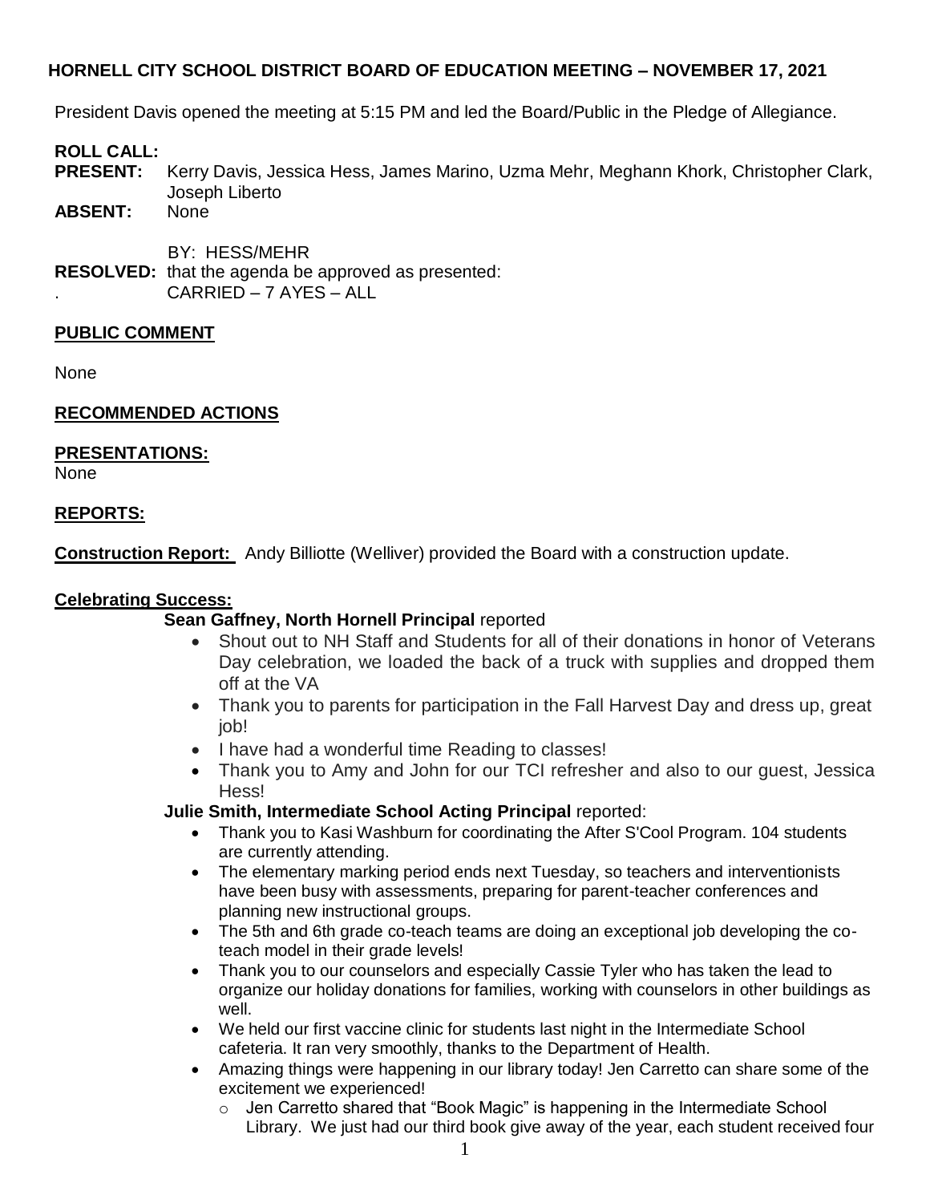## HORNELL CITY SCHOOL DISTRICT BOARD OF EDUCATION MEETING – NOVEMBER 17, 2021

President Davis opened the meeting at 5:15 PM and led the Board/Public in the Pledge of Allegiance.

**ROLL CALL:**

**PRESENT:** Kerry Davis, Jessica Hess, James Marino, Uzma Mehr, Meghann Khork, Christopher Clark, Joseph Liberto

**ABSENT:** None

BY: HESS/MEHR

**RESOLVED:** that the agenda be approved as presented:

. CARRIED – 7 AYES – ALL

**PUBLIC COMMENT**

None

**RECOMMENDED ACTIONS**

**PRESENTATIONS:**

None

**REPORTS:**

**Construction Report:** Andy Billiotte (Welliver) provided the Board with a construction update.

**Celebrating Success:**

**Sean Gaffney, North Hornell Principal** reported

- Shout out to NH Staff and Students for all of their donations in honor of Veterans Day celebration, we loaded the back of a truck with supplies and dropped them off at the VA
- Thank you to parents for participation in the Fall Harvest Day and dress up, great job!
- I have had a wonderful time Reading to classes!
- Thank you to Amy and John for our TCI refresher and also to our guest, Jessica Hess!

**Julie Smith, Intermediate School Acting Principal** reported:

- Thank you to Kasi Washburn for coordinating the After S'Cool Program. 104 students are currently attending.
- The elementary marking period ends next Tuesday, so teachers and interventionists have been busy with assessments, preparing for parent-teacher conferences and planning new instructional groups.
- The 5th and 6th grade co-teach teams are doing an exceptional job developing the co-teach model in their grade levels!
- Thank you to our counselors and especially Cassie Tyler who has taken the lead to organize our holiday donations for families, working with counselors in other buildings as well.
- We held our first vaccine clinic for students last night in the Intermediate School cafeteria. It ran very smoothly, thanks to the Department of Health.
- Amazing things were happening in our library today! Jen Carretto can share some of the excitement we experienced!
  - Jen Carretto shared that "Book Magic" is happening in the Intermediate School Library. We just had our third book give away of the year, each student received four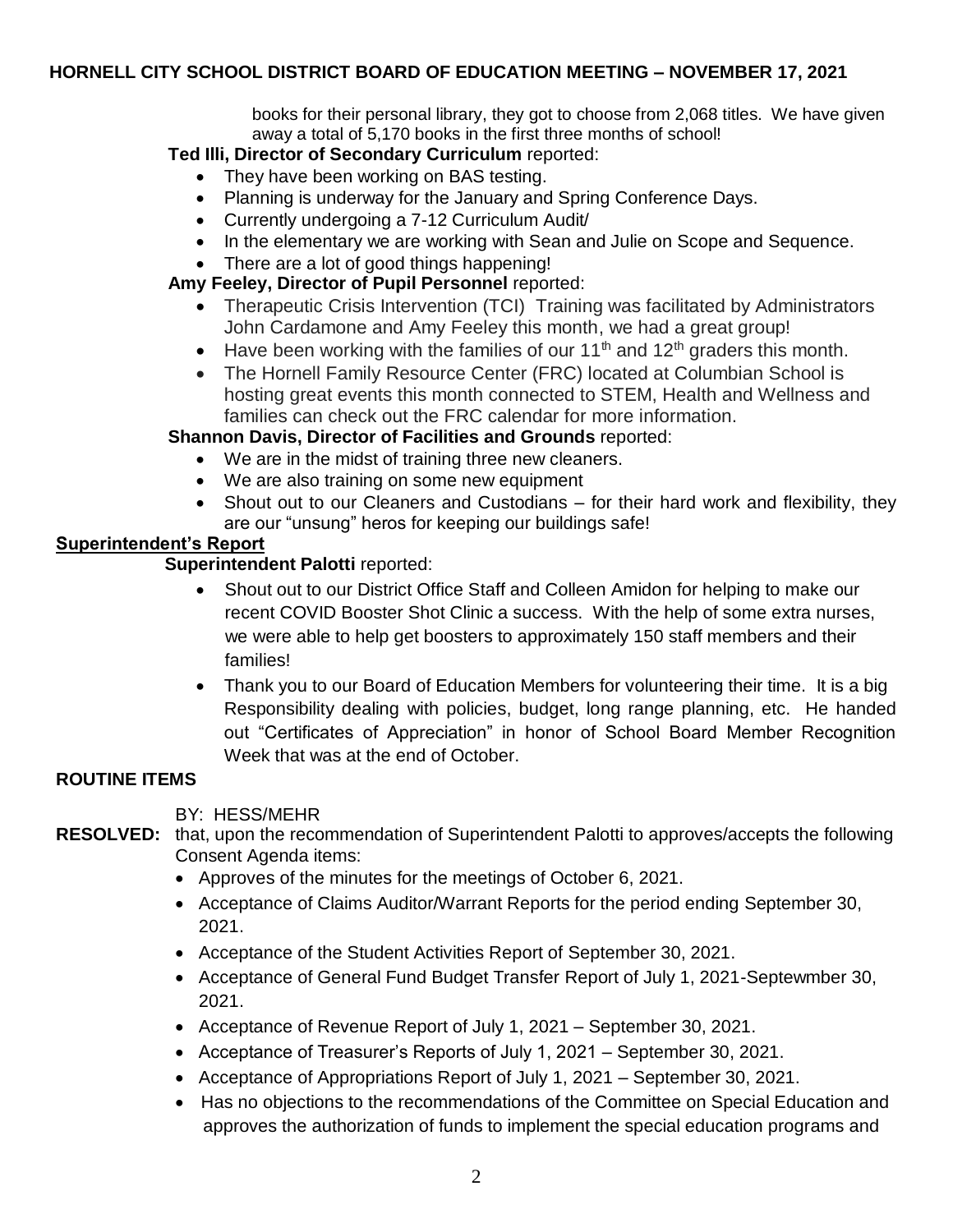books for their personal library, they got to choose from 2,068 titles. We have given away a total of 5,170 books in the first three months of school!

**Ted Illi, Director of Secondary Curriculum** reported:

- They have been working on BAS testing.
- Planning is underway for the January and Spring Conference Days.
- Currently undergoing a 7-12 Curriculum Audit/
- In the elementary we are working with Sean and Julie on Scope and Sequence.
- There are a lot of good things happening!

**Amy Feeley, Director of Pupil Personnel** reported:

- Therapeutic Crisis Intervention (TCI) Training was facilitated by Administrators John Cardamone and Amy Feeley this month, we had a great group!
- Have been working with the families of our 11th and 12th graders this month.
- The Hornell Family Resource Center (FRC) located at Columbian School is hosting great events this month connected to STEM, Health and Wellness and families can check out the FRC calendar for more information.

**Shannon Davis, Director of Facilities and Grounds** reported:

- We are in the midst of training three new cleaners.
- We are also training on some new equipment
- Shout out to our Cleaners and Custodians – for their hard work and flexibility, they are our "unsung" heros for keeping our buildings safe!

## Superintendent's Report

**Superintendent Palotti** reported:

- Shout out to our District Office Staff and Colleen Amidon for helping to make our recent COVID Booster Shot Clinic a success. With the help of some extra nurses, we were able to help get boosters to approximately 150 staff members and their families!
- Thank you to our Board of Education Members for volunteering their time. It is a big Responsibility dealing with policies, budget, long range planning, etc. He handed out "Certificates of Appreciation" in honor of School Board Member Recognition Week that was at the end of October.

## ROUTINE ITEMS

BY: HESS/MEHR

**RESOLVED:** that, upon the recommendation of Superintendent Palotti to approves/accepts the following Consent Agenda items:

- Approves of the minutes for the meetings of October 6, 2021.
- Acceptance of Claims Auditor/Warrant Reports for the period ending September 30, 2021.
- Acceptance of the Student Activities Report of September 30, 2021.
- Acceptance of General Fund Budget Transfer Report of July 1, 2021-Septewmber 30, 2021.
- Acceptance of Revenue Report of July 1, 2021 – September 30, 2021.
- Acceptance of Treasurer's Reports of July 1, 2021 – September 30, 2021.
- Acceptance of Appropriations Report of July 1, 2021 – September 30, 2021.
- Has no objections to the recommendations of the Committee on Special Education and approves the authorization of funds to implement the special education programs and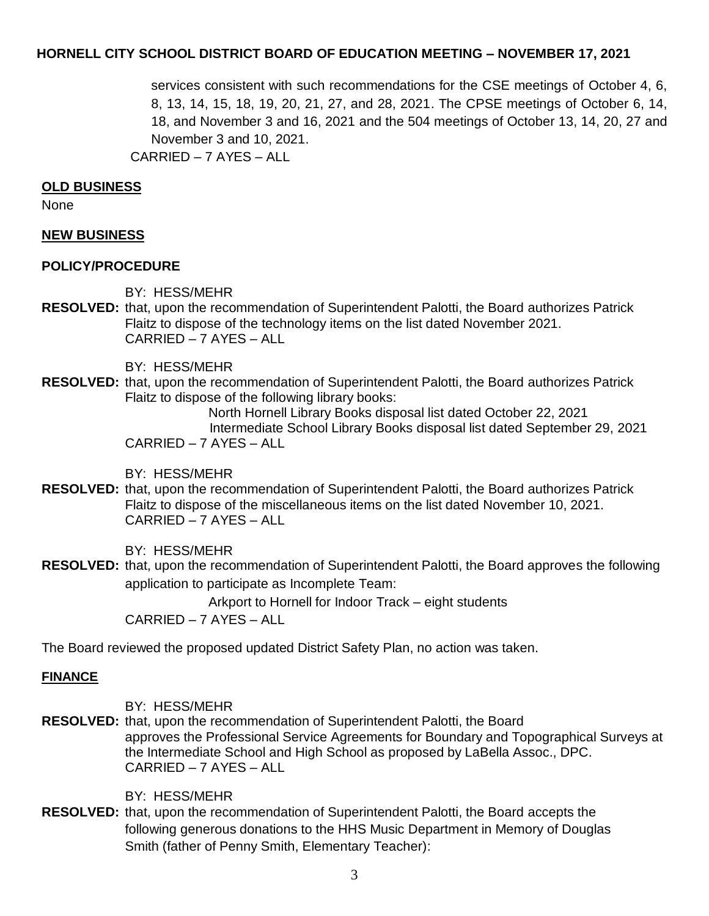services consistent with such recommendations for the CSE meetings of October 4, 6, 8, 13, 14, 15, 18, 19, 20, 21, 27, and 28, 2021. The CPSE meetings of October 6, 14, 18, and November 3 and 16, 2021 and the 504 meetings of October 13, 14, 20, 27 and November 3 and 10, 2021.
CARRIED – 7 AYES – ALL

**OLD BUSINESS**

None

**NEW BUSINESS**

**POLICY/PROCEDURE**

BY: HESS/MEHR
**RESOLVED:** that, upon the recommendation of Superintendent Palotti, the Board authorizes Patrick Flaitz to dispose of the technology items on the list dated November 2021.
CARRIED – 7 AYES – ALL

BY: HESS/MEHR
**RESOLVED:** that, upon the recommendation of Superintendent Palotti, the Board authorizes Patrick Flaitz to dispose of the following library books:
North Hornell Library Books disposal list dated October 22, 2021
Intermediate School Library Books disposal list dated September 29, 2021
CARRIED – 7 AYES – ALL

BY: HESS/MEHR
**RESOLVED:** that, upon the recommendation of Superintendent Palotti, the Board authorizes Patrick Flaitz to dispose of the miscellaneous items on the list dated November 10, 2021.
CARRIED – 7 AYES – ALL

BY: HESS/MEHR
**RESOLVED:** that, upon the recommendation of Superintendent Palotti, the Board approves the following application to participate as Incomplete Team:
Arkport to Hornell for Indoor Track – eight students
CARRIED – 7 AYES – ALL

The Board reviewed the proposed updated District Safety Plan, no action was taken.

**FINANCE**

BY: HESS/MEHR
**RESOLVED:** that, upon the recommendation of Superintendent Palotti, the Board approves the Professional Service Agreements for Boundary and Topographical Surveys at the Intermediate School and High School as proposed by LaBella Assoc., DPC.
CARRIED – 7 AYES – ALL

BY: HESS/MEHR
**RESOLVED:** that, upon the recommendation of Superintendent Palotti, the Board accepts the following generous donations to the HHS Music Department in Memory of Douglas Smith (father of Penny Smith, Elementary Teacher):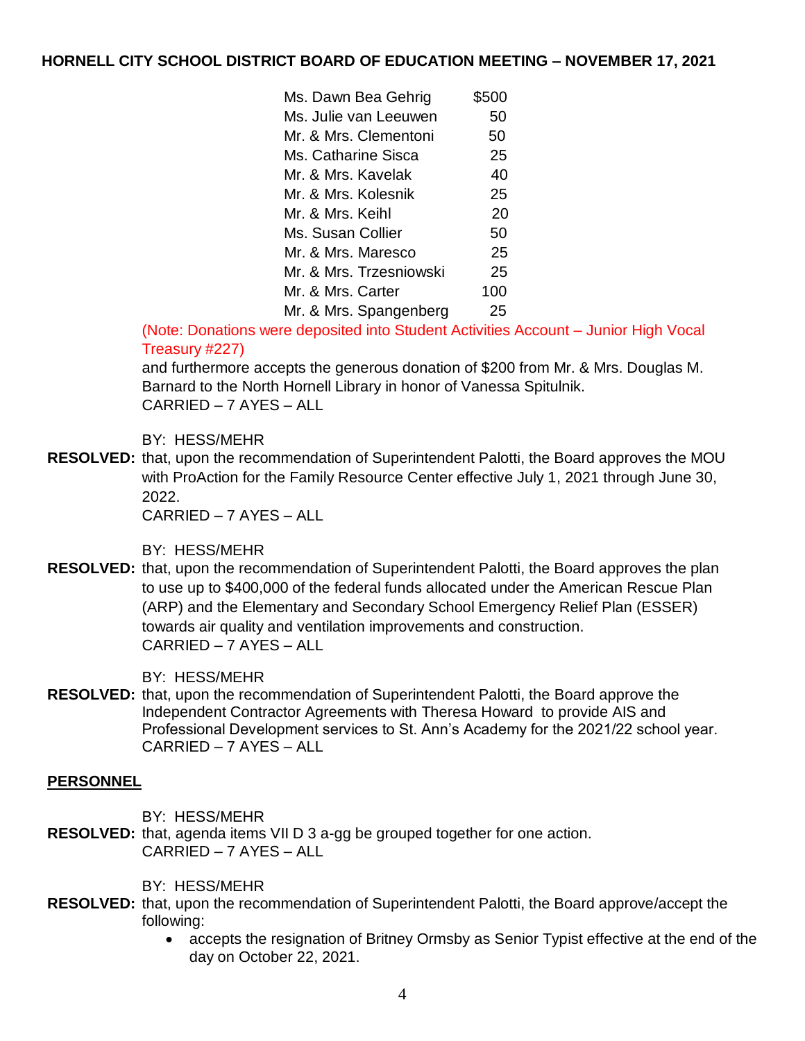| | |
|---|---|
| Ms. Dawn Bea Gehrig | $500 |
| Ms. Julie van Leeuwen | 50 |
| Mr. & Mrs. Clementoni | 50 |
| Ms. Catharine Sisca | 25 |
| Mr. & Mrs. Kavelak | 40 |
| Mr. & Mrs. Kolesnik | 25 |
| Mr. & Mrs. Keihl | 20 |
| Ms. Susan Collier | 50 |
| Mr. & Mrs. Maresco | 25 |
| Mr. & Mrs. Trzesniowski | 25 |
| Mr. & Mrs. Carter | 100 |
| Mr. & Mrs. Spangenberg | 25 |

(Note: Donations were deposited into Student Activities Account – Junior High Vocal Treasury #227)

and furthermore accepts the generous donation of $200 from Mr. & Mrs. Douglas M. Barnard to the North Hornell Library in honor of Vanessa Spitulnik.
CARRIED – 7 AYES – ALL

BY: HESS/MEHR

**RESOLVED:** that, upon the recommendation of Superintendent Palotti, the Board approves the MOU with ProAction for the Family Resource Center effective July 1, 2021 through June 30, 2022.
CARRIED – 7 AYES – ALL

BY: HESS/MEHR

**RESOLVED:** that, upon the recommendation of Superintendent Palotti, the Board approves the plan to use up to $400,000 of the federal funds allocated under the American Rescue Plan (ARP) and the Elementary and Secondary School Emergency Relief Plan (ESSER) towards air quality and ventilation improvements and construction.
CARRIED – 7 AYES – ALL

BY: HESS/MEHR

**RESOLVED:** that, upon the recommendation of Superintendent Palotti, the Board approve the Independent Contractor Agreements with Theresa Howard to provide AIS and Professional Development services to St. Ann's Academy for the 2021/22 school year.
CARRIED – 7 AYES – ALL

## PERSONNEL

BY: HESS/MEHR

**RESOLVED:** that, agenda items VII D 3 a-gg be grouped together for one action.
CARRIED – 7 AYES – ALL

BY: HESS/MEHR

**RESOLVED:** that, upon the recommendation of Superintendent Palotti, the Board approve/accept the following:

- accepts the resignation of Britney Ormsby as Senior Typist effective at the end of the day on October 22, 2021.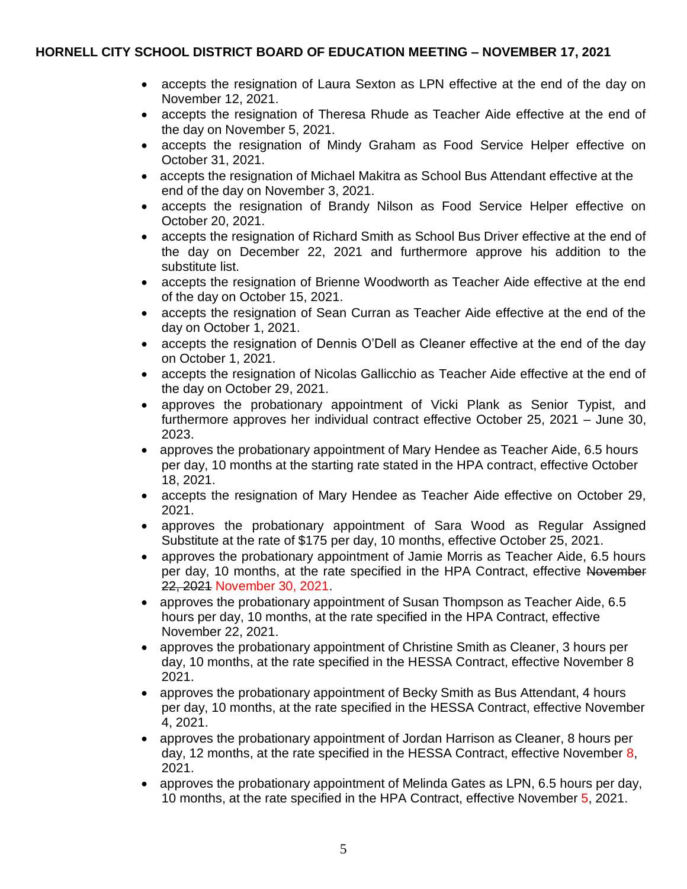- accepts the resignation of Laura Sexton as LPN effective at the end of the day on November 12, 2021.
- accepts the resignation of Theresa Rhude as Teacher Aide effective at the end of the day on November 5, 2021.
- accepts the resignation of Mindy Graham as Food Service Helper effective on October 31, 2021.
- accepts the resignation of Michael Makitra as School Bus Attendant effective at the end of the day on November 3, 2021.
- accepts the resignation of Brandy Nilson as Food Service Helper effective on October 20, 2021.
- accepts the resignation of Richard Smith as School Bus Driver effective at the end of the day on December 22, 2021 and furthermore approve his addition to the substitute list.
- accepts the resignation of Brienne Woodworth as Teacher Aide effective at the end of the day on October 15, 2021.
- accepts the resignation of Sean Curran as Teacher Aide effective at the end of the day on October 1, 2021.
- accepts the resignation of Dennis O'Dell as Cleaner effective at the end of the day on October 1, 2021.
- accepts the resignation of Nicolas Gallicchio as Teacher Aide effective at the end of the day on October 29, 2021.
- approves the probationary appointment of Vicki Plank as Senior Typist, and furthermore approves her individual contract effective October 25, 2021 – June 30, 2023.
- approves the probationary appointment of Mary Hendee as Teacher Aide, 6.5 hours per day, 10 months at the starting rate stated in the HPA contract, effective October 18, 2021.
- accepts the resignation of Mary Hendee as Teacher Aide effective on October 29, 2021.
- approves the probationary appointment of Sara Wood as Regular Assigned Substitute at the rate of $175 per day, 10 months, effective October 25, 2021.
- approves the probationary appointment of Jamie Morris as Teacher Aide, 6.5 hours per day, 10 months, at the rate specified in the HPA Contract, effective ~~November 22, 2021~~ November 30, 2021.
- approves the probationary appointment of Susan Thompson as Teacher Aide, 6.5 hours per day, 10 months, at the rate specified in the HPA Contract, effective November 22, 2021.
- approves the probationary appointment of Christine Smith as Cleaner, 3 hours per day, 10 months, at the rate specified in the HESSA Contract, effective November 8 2021.
- approves the probationary appointment of Becky Smith as Bus Attendant, 4 hours per day, 10 months, at the rate specified in the HESSA Contract, effective November 4, 2021.
- approves the probationary appointment of Jordan Harrison as Cleaner, 8 hours per day, 12 months, at the rate specified in the HESSA Contract, effective November 8, 2021.
- approves the probationary appointment of Melinda Gates as LPN, 6.5 hours per day, 10 months, at the rate specified in the HPA Contract, effective November 5, 2021.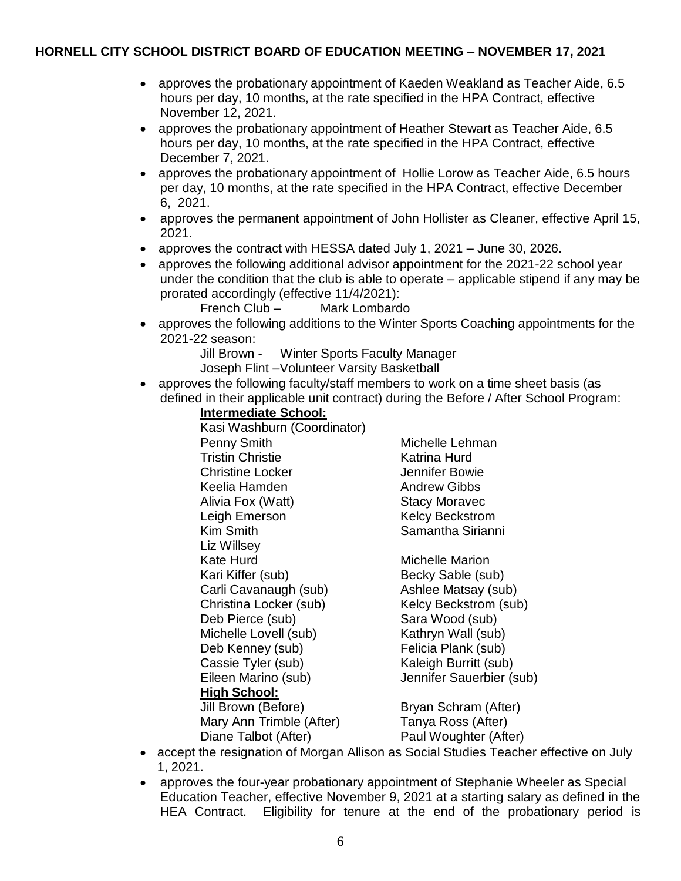- approves the probationary appointment of Kaeden Weakland as Teacher Aide, 6.5 hours per day, 10 months, at the rate specified in the HPA Contract, effective November 12, 2021.
- approves the probationary appointment of Heather Stewart as Teacher Aide, 6.5 hours per day, 10 months, at the rate specified in the HPA Contract, effective December 7, 2021.
- approves the probationary appointment of Hollie Lorow as Teacher Aide, 6.5 hours per day, 10 months, at the rate specified in the HPA Contract, effective December 6, 2021.
- approves the permanent appointment of John Hollister as Cleaner, effective April 15, 2021.
- approves the contract with HESSA dated July 1, 2021 – June 30, 2026.
- approves the following additional advisor appointment for the 2021-22 school year under the condition that the club is able to operate – applicable stipend if any may be prorated accordingly (effective 11/4/2021):

  French Club – Mark Lombardo
- approves the following additions to the Winter Sports Coaching appointments for the 2021-22 season:

  Jill Brown - Winter Sports Faculty Manager
  Joseph Flint –Volunteer Varsity Basketball
- approves the following faculty/staff members to work on a time sheet basis (as defined in their applicable unit contract) during the Before / After School Program:

  **Intermediate School:**

  Kasi Washburn (Coordinator)

  | | |
  |---|---|
  | Penny Smith | Michelle Lehman |
  | Tristin Christie | Katrina Hurd |
  | Christine Locker | Jennifer Bowie |
  | Keelia Hamden | Andrew Gibbs |
  | Alivia Fox (Watt) | Stacy Moravec |
  | Leigh Emerson | Kelcy Beckstrom |
  | Kim Smith | Samantha Sirianni |
  | Liz Willsey | |
  | Kate Hurd | Michelle Marion |
  | Kari Kiffer (sub) | Becky Sable (sub) |
  | Carli Cavanaugh (sub) | Ashlee Matsay (sub) |
  | Christina Locker (sub) | Kelcy Beckstrom (sub) |
  | Deb Pierce (sub) | Sara Wood (sub) |
  | Michelle Lovell (sub) | Kathryn Wall (sub) |
  | Deb Kenney (sub) | Felicia Plank (sub) |
  | Cassie Tyler (sub) | Kaleigh Burritt (sub) |
  | Eileen Marino (sub) | Jennifer Sauerbier (sub) |

  **High School:**

  | | |
  |---|---|
  | Jill Brown (Before) | Bryan Schram (After) |
  | Mary Ann Trimble (After) | Tanya Ross (After) |
  | Diane Talbot (After) | Paul Woughter (After) |
- accept the resignation of Morgan Allison as Social Studies Teacher effective on July 1, 2021.
- approves the four-year probationary appointment of Stephanie Wheeler as Special Education Teacher, effective November 9, 2021 at a starting salary as defined in the HEA Contract. Eligibility for tenure at the end of the probationary period is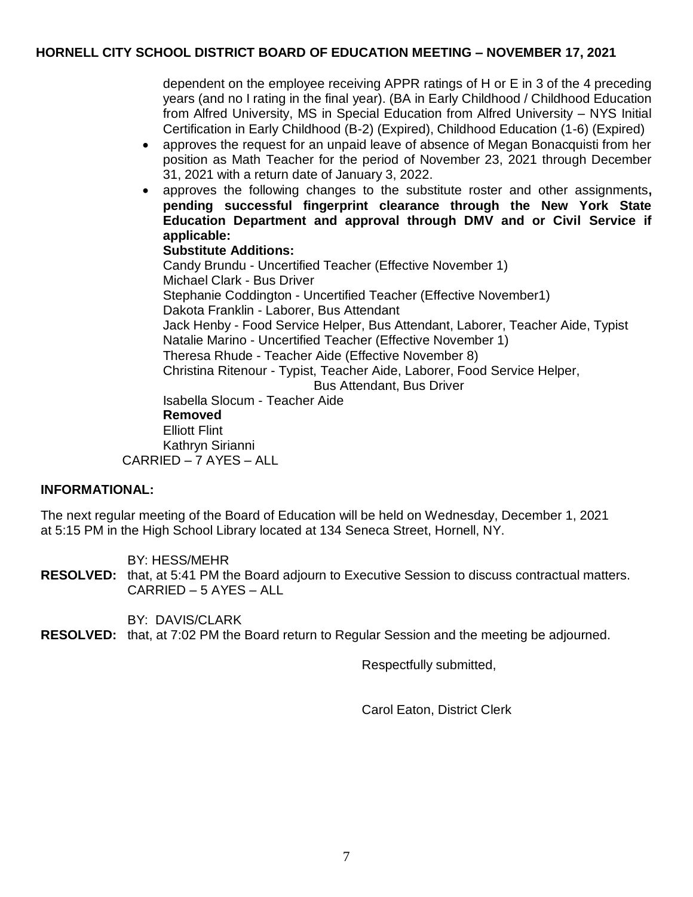dependent on the employee receiving APPR ratings of H or E in 3 of the 4 preceding years (and no I rating in the final year). (BA in Early Childhood / Childhood Education from Alfred University, MS in Special Education from Alfred University – NYS Initial Certification in Early Childhood (B-2) (Expired), Childhood Education (1-6) (Expired)

- approves the request for an unpaid leave of absence of Megan Bonacquisti from her position as Math Teacher for the period of November 23, 2021 through December 31, 2021 with a return date of January 3, 2022.
- approves the following changes to the substitute roster and other assignments**, pending successful fingerprint clearance through the New York State Education Department and approval through DMV and or Civil Service if applicable:**

  **Substitute Additions:**
  Candy Brundu - Uncertified Teacher (Effective November 1)
  Michael Clark - Bus Driver
  Stephanie Coddington - Uncertified Teacher (Effective November1)
  Dakota Franklin - Laborer, Bus Attendant
  Jack Henby - Food Service Helper, Bus Attendant, Laborer, Teacher Aide, Typist
  Natalie Marino - Uncertified Teacher (Effective November 1)
  Theresa Rhude - Teacher Aide (Effective November 8)
  Christina Ritenour - Typist, Teacher Aide, Laborer, Food Service Helper, Bus Attendant, Bus Driver
  Isabella Slocum - Teacher Aide
  **Removed**
  Elliott Flint
  Kathryn Sirianni

CARRIED – 7 AYES – ALL

**INFORMATIONAL:**

The next regular meeting of the Board of Education will be held on Wednesday, December 1, 2021 at 5:15 PM in the High School Library located at 134 Seneca Street, Hornell, NY.

BY: HESS/MEHR
**RESOLVED:** that, at 5:41 PM the Board adjourn to Executive Session to discuss contractual matters.
CARRIED – 5 AYES – ALL

BY: DAVIS/CLARK
**RESOLVED:** that, at 7:02 PM the Board return to Regular Session and the meeting be adjourned.

Respectfully submitted,

Carol Eaton, District Clerk